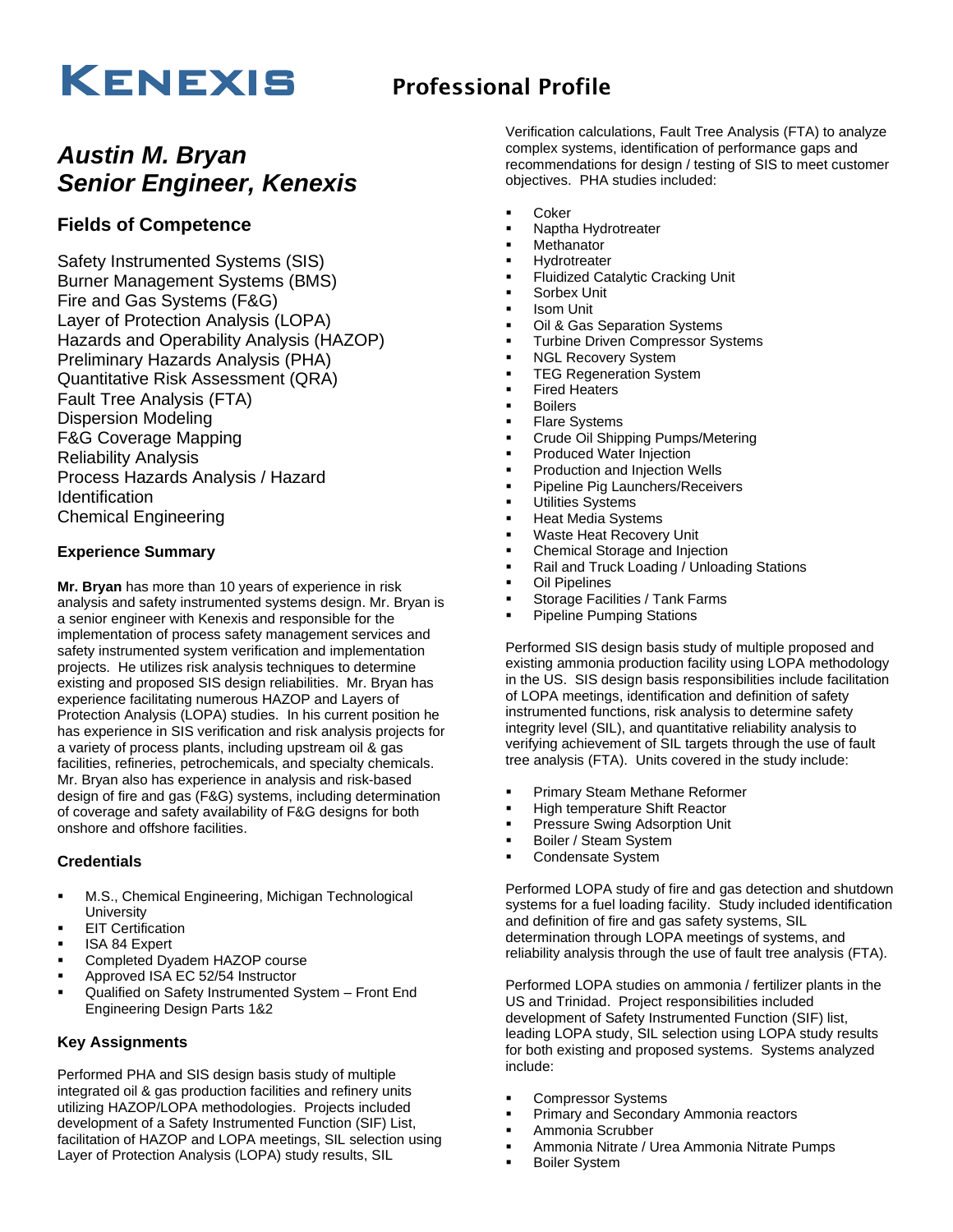# KENEXIS

## Professional Profile

# *Austin M. Bryan*
# *Senior Engineer, Kenexis*

### Fields of Competence

Safety Instrumented Systems (SIS)
Burner Management Systems (BMS)
Fire and Gas Systems (F&G)
Layer of Protection Analysis (LOPA)
Hazards and Operability Analysis (HAZOP)
Preliminary Hazards Analysis (PHA)
Quantitative Risk Assessment (QRA)
Fault Tree Analysis (FTA)
Dispersion Modeling
F&G Coverage Mapping
Reliability Analysis
Process Hazards Analysis / Hazard Identification
Chemical Engineering

#### Experience Summary

**Mr. Bryan** has more than 10 years of experience in risk analysis and safety instrumented systems design. Mr. Bryan is a senior engineer with Kenexis and responsible for the implementation of process safety management services and safety instrumented system verification and implementation projects. He utilizes risk analysis techniques to determine existing and proposed SIS design reliabilities. Mr. Bryan has experience facilitating numerous HAZOP and Layers of Protection Analysis (LOPA) studies. In his current position he has experience in SIS verification and risk analysis projects for a variety of process plants, including upstream oil & gas facilities, refineries, petrochemicals, and specialty chemicals. Mr. Bryan also has experience in analysis and risk-based design of fire and gas (F&G) systems, including determination of coverage and safety availability of F&G designs for both onshore and offshore facilities.

#### Credentials

- M.S., Chemical Engineering, Michigan Technological University
- EIT Certification
- ISA 84 Expert
- Completed Dyadem HAZOP course
- Approved ISA EC 52/54 Instructor
- Qualified on Safety Instrumented System – Front End Engineering Design Parts 1&2

#### Key Assignments

Performed PHA and SIS design basis study of multiple integrated oil & gas production facilities and refinery units utilizing HAZOP/LOPA methodologies. Projects included development of a Safety Instrumented Function (SIF) List, facilitation of HAZOP and LOPA meetings, SIL selection using Layer of Protection Analysis (LOPA) study results, SIL Verification calculations, Fault Tree Analysis (FTA) to analyze complex systems, identification of performance gaps and recommendations for design / testing of SIS to meet customer objectives. PHA studies included:

- Coker
- Naptha Hydrotreater
- Methanator
- Hydrotreater
- Fluidized Catalytic Cracking Unit
- Sorbex Unit
- Isom Unit
- Oil & Gas Separation Systems
- Turbine Driven Compressor Systems
- NGL Recovery System
- TEG Regeneration System
- Fired Heaters
- Boilers
- Flare Systems
- Crude Oil Shipping Pumps/Metering
- Produced Water Injection
- Production and Injection Wells
- Pipeline Pig Launchers/Receivers
- Utilities Systems
- Heat Media Systems
- Waste Heat Recovery Unit
- Chemical Storage and Injection
- Rail and Truck Loading / Unloading Stations
- Oil Pipelines
- Storage Facilities / Tank Farms
- Pipeline Pumping Stations

Performed SIS design basis study of multiple proposed and existing ammonia production facility using LOPA methodology in the US. SIS design basis responsibilities include facilitation of LOPA meetings, identification and definition of safety instrumented functions, risk analysis to determine safety integrity level (SIL), and quantitative reliability analysis to verifying achievement of SIL targets through the use of fault tree analysis (FTA). Units covered in the study include:

- Primary Steam Methane Reformer
- High temperature Shift Reactor
- Pressure Swing Adsorption Unit
- Boiler / Steam System
- Condensate System

Performed LOPA study of fire and gas detection and shutdown systems for a fuel loading facility. Study included identification and definition of fire and gas safety systems, SIL determination through LOPA meetings of systems, and reliability analysis through the use of fault tree analysis (FTA).

Performed LOPA studies on ammonia / fertilizer plants in the US and Trinidad. Project responsibilities included development of Safety Instrumented Function (SIF) list, leading LOPA study, SIL selection using LOPA study results for both existing and proposed systems. Systems analyzed include:

- Compressor Systems
- Primary and Secondary Ammonia reactors
- Ammonia Scrubber
- Ammonia Nitrate / Urea Ammonia Nitrate Pumps
- Boiler System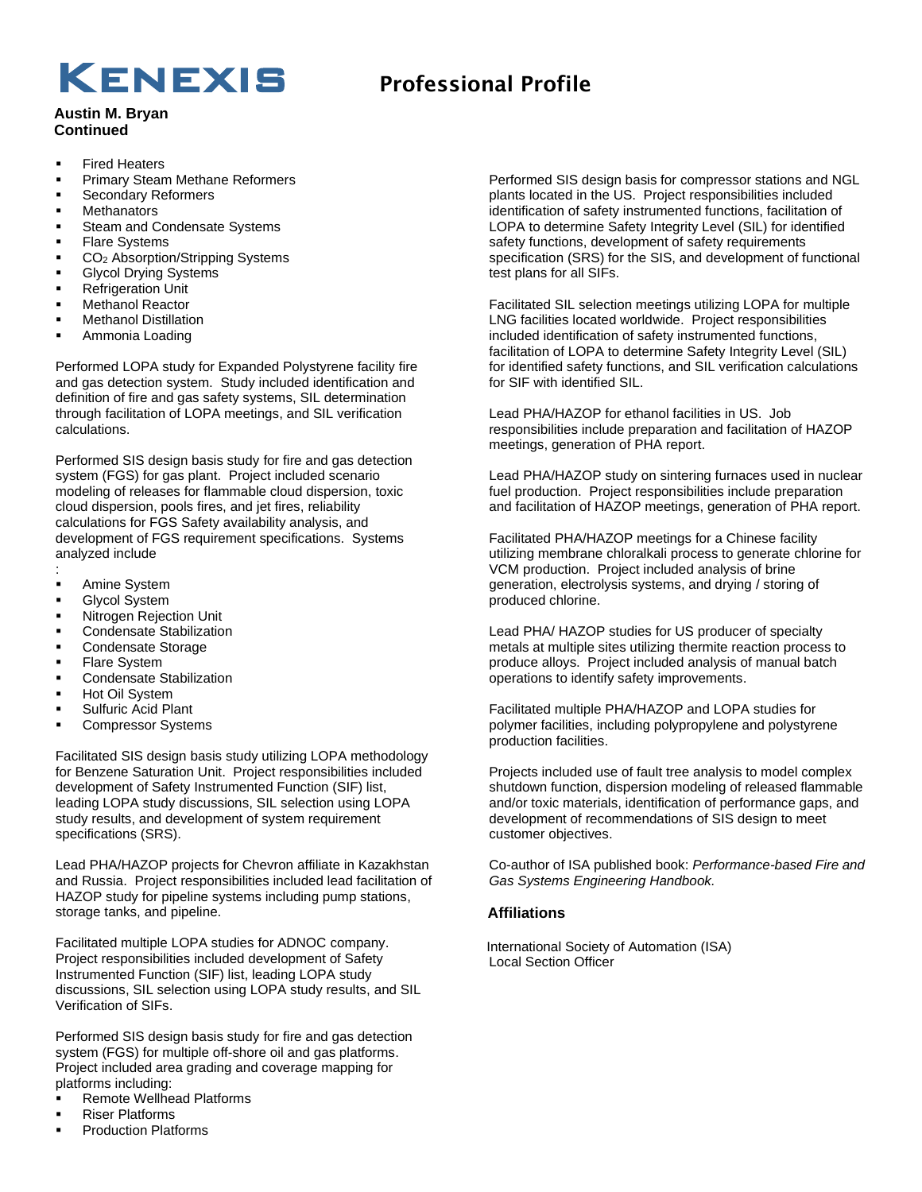**Austin M. Bryan**
**Continued**

- Fired Heaters
- Primary Steam Methane Reformers
- Secondary Reformers
- Methanators
- Steam and Condensate Systems
- Flare Systems
- $CO_2$ Absorption/Stripping Systems
- Glycol Drying Systems
- Refrigeration Unit
- Methanol Reactor
- Methanol Distillation
- Ammonia Loading

Performed LOPA study for Expanded Polystyrene facility fire and gas detection system. Study included identification and definition of fire and gas safety systems, SIL determination through facilitation of LOPA meetings, and SIL verification calculations.

Performed SIS design basis study for fire and gas detection system (FGS) for gas plant. Project included scenario modeling of releases for flammable cloud dispersion, toxic cloud dispersion, pools fires, and jet fires, reliability calculations for FGS Safety availability analysis, and development of FGS requirement specifications. Systems analyzed include
:

- Amine System
- Glycol System
- Nitrogen Rejection Unit
- Condensate Stabilization
- Condensate Storage
- Flare System
- Condensate Stabilization
- Hot Oil System
- Sulfuric Acid Plant
- Compressor Systems

Facilitated SIS design basis study utilizing LOPA methodology for Benzene Saturation Unit. Project responsibilities included development of Safety Instrumented Function (SIF) list, leading LOPA study discussions, SIL selection using LOPA study results, and development of system requirement specifications (SRS).

Lead PHA/HAZOP projects for Chevron affiliate in Kazakhstan and Russia. Project responsibilities included lead facilitation of HAZOP study for pipeline systems including pump stations, storage tanks, and pipeline.

Facilitated multiple LOPA studies for ADNOC company. Project responsibilities included development of Safety Instrumented Function (SIF) list, leading LOPA study discussions, SIL selection using LOPA study results, and SIL Verification of SIFs.

Performed SIS design basis study for fire and gas detection system (FGS) for multiple off-shore oil and gas platforms. Project included area grading and coverage mapping for platforms including:

- Remote Wellhead Platforms
- Riser Platforms
- Production Platforms

Performed SIS design basis for compressor stations and NGL plants located in the US. Project responsibilities included identification of safety instrumented functions, facilitation of LOPA to determine Safety Integrity Level (SIL) for identified safety functions, development of safety requirements specification (SRS) for the SIS, and development of functional test plans for all SIFs.

Facilitated SIL selection meetings utilizing LOPA for multiple LNG facilities located worldwide. Project responsibilities included identification of safety instrumented functions, facilitation of LOPA to determine Safety Integrity Level (SIL) for identified safety functions, and SIL verification calculations for SIF with identified SIL.

Lead PHA/HAZOP for ethanol facilities in US. Job responsibilities include preparation and facilitation of HAZOP meetings, generation of PHA report.

Lead PHA/HAZOP study on sintering furnaces used in nuclear fuel production. Project responsibilities include preparation and facilitation of HAZOP meetings, generation of PHA report.

Facilitated PHA/HAZOP meetings for a Chinese facility utilizing membrane chloralkali process to generate chlorine for VCM production. Project included analysis of brine generation, electrolysis systems, and drying / storing of produced chlorine.

Lead PHA/ HAZOP studies for US producer of specialty metals at multiple sites utilizing thermite reaction process to produce alloys. Project included analysis of manual batch operations to identify safety improvements.

Facilitated multiple PHA/HAZOP and LOPA studies for polymer facilities, including polypropylene and polystyrene production facilities.

Projects included use of fault tree analysis to model complex shutdown function, dispersion modeling of released flammable and/or toxic materials, identification of performance gaps, and development of recommendations of SIS design to meet customer objectives.

Co-author of ISA published book: *Performance-based Fire and Gas Systems Engineering Handbook.*

## Affiliations

International Society of Automation (ISA)
Local Section Officer